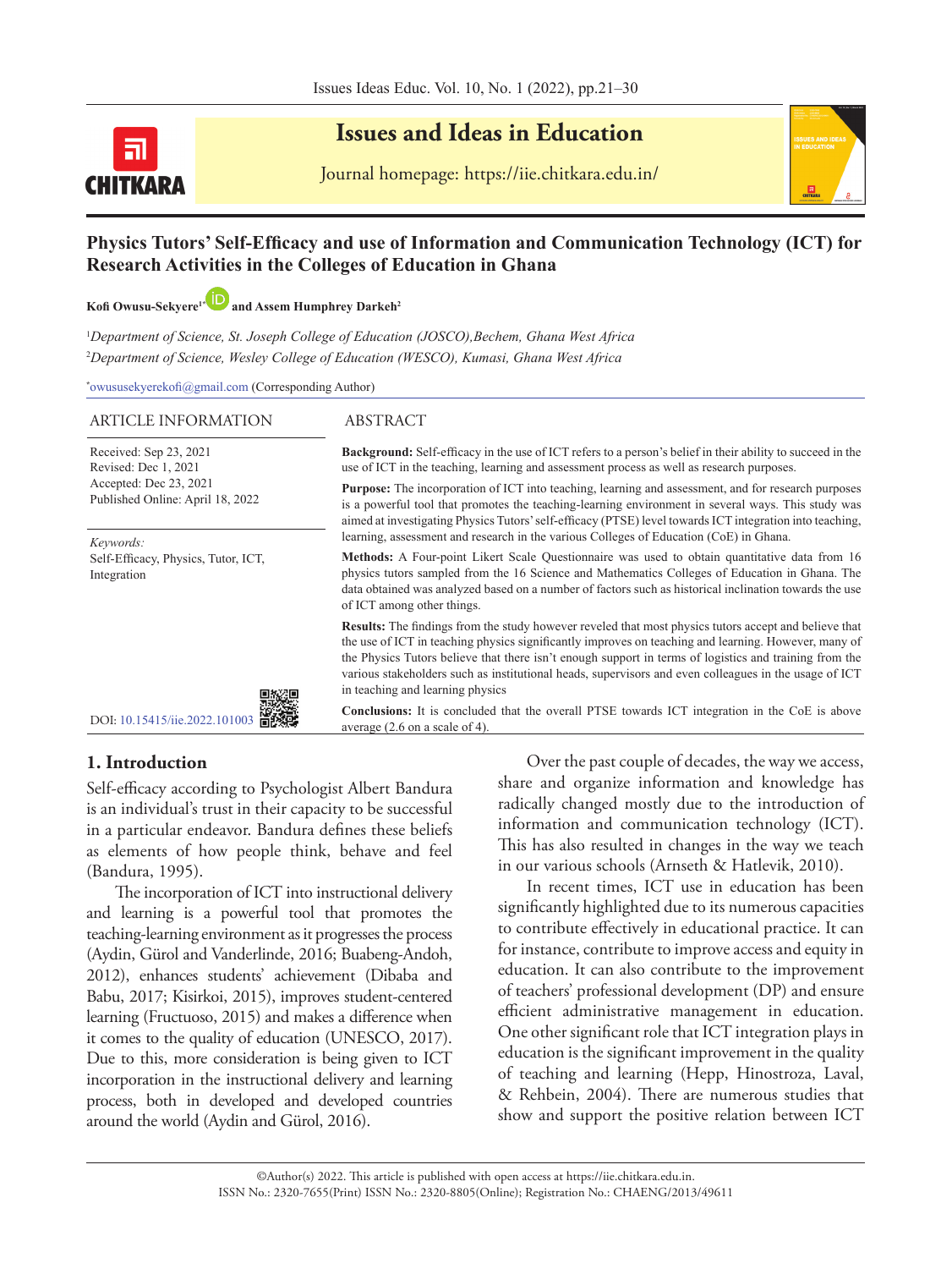# Issues and Ideas in Education

Journal homepage: https://iie.chitkara.edu.in/

## Physics Tutors' Self-Efficacy and use of Information and Communication Technology (ICT) for Research Activities in the Colleges of Education in Ghana

**Kofi Owusu-Sekyere[1*] and Assem Humphrey Darkeh[2]**

[1]*Department of Science, St. Joseph College of Education (JOSCO),Bechem, Ghana West Africa*

[2]*Department of Science, Wesley College of Education (WESCO), Kumasi, Ghana West Africa*

[*]owususekyerekofi@gmail.com (Corresponding Author)

**ARTICLE INFORMATION**

Received: Sep 23, 2021
Revised: Dec 1, 2021
Accepted: Dec 23, 2021
Published Online: April 18, 2022

*Keywords:*
Self-Efficacy, Physics, Tutor, ICT, Integration

DOI: 10.15415/iie.2022.101003

**ABSTRACT**

**Background:** Self-efficacy in the use of ICT refers to a person's belief in their ability to succeed in the use of ICT in the teaching, learning and assessment process as well as research purposes.

**Purpose:** The incorporation of ICT into teaching, learning and assessment, and for research purposes is a powerful tool that promotes the teaching-learning environment in several ways. This study was aimed at investigating Physics Tutors' self-efficacy (PTSE) level towards ICT integration into teaching, learning, assessment and research in the various Colleges of Education (CoE) in Ghana.

**Methods:** A Four-point Likert Scale Questionnaire was used to obtain quantitative data from 16 physics tutors sampled from the 16 Science and Mathematics Colleges of Education in Ghana. The data obtained was analyzed based on a number of factors such as historical inclination towards the use of ICT among other things.

**Results:** The findings from the study however reveled that most physics tutors accept and believe that the use of ICT in teaching physics significantly improves on teaching and learning. However, many of the Physics Tutors believe that there isn't enough support in terms of logistics and training from the various stakeholders such as institutional heads, supervisors and even colleagues in the usage of ICT in teaching and learning physics

**Conclusions:** It is concluded that the overall PTSE towards ICT integration in the CoE is above average (2.6 on a scale of 4).

## 1. Introduction

Self-efficacy according to Psychologist Albert Bandura is an individual's trust in their capacity to be successful in a particular endeavor. Bandura defines these beliefs as elements of how people think, behave and feel (Bandura, 1995).

The incorporation of ICT into instructional delivery and learning is a powerful tool that promotes the teaching-learning environment as it progresses the process (Aydin, Gürol and Vanderlinde, 2016; Buabeng-Andoh, 2012), enhances students' achievement (Dibaba and Babu, 2017; Kisirkoi, 2015), improves student-centered learning (Fructuoso, 2015) and makes a difference when it comes to the quality of education (UNESCO, 2017). Due to this, more consideration is being given to ICT incorporation in the instructional delivery and learning process, both in developed and developed countries around the world (Aydin and Gürol, 2016).

Over the past couple of decades, the way we access, share and organize information and knowledge has radically changed mostly due to the introduction of information and communication technology (ICT). This has also resulted in changes in the way we teach in our various schools (Arnseth & Hatlevik, 2010).

In recent times, ICT use in education has been significantly highlighted due to its numerous capacities to contribute effectively in educational practice. It can for instance, contribute to improve access and equity in education. It can also contribute to the improvement of teachers' professional development (DP) and ensure efficient administrative management in education. One other significant role that ICT integration plays in education is the significant improvement in the quality of teaching and learning (Hepp, Hinostroza, Laval, & Rehbein, 2004). There are numerous studies that show and support the positive relation between ICT

©Author(s) 2022. This article is published with open access at https://iie.chitkara.edu.in.
ISSN No.: 2320-7655(Print) ISSN No.: 2320-8805(Online); Registration No.: CHAENG/2013/49611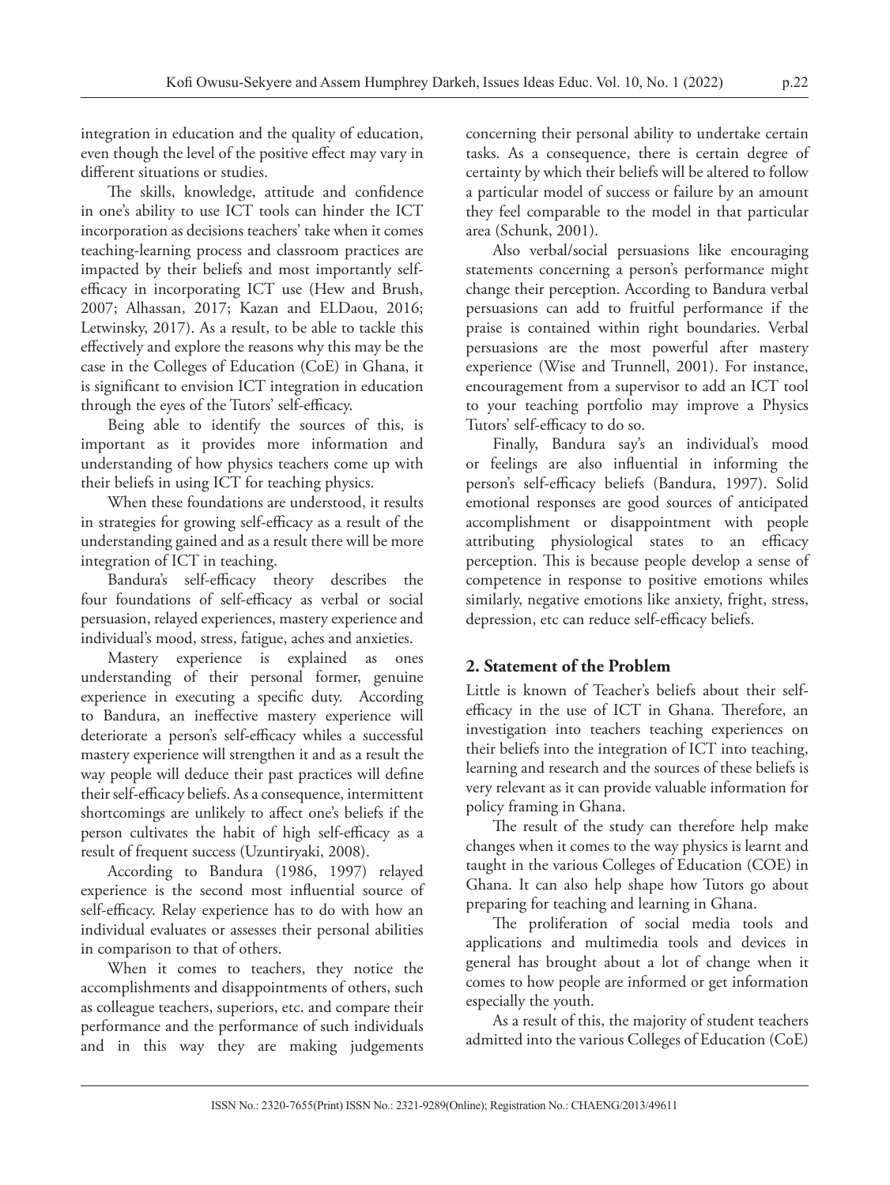integration in education and the quality of education, even though the level of the positive effect may vary in different situations or studies.

The skills, knowledge, attitude and confidence in one's ability to use ICT tools can hinder the ICT incorporation as decisions teachers' take when it comes teaching-learning process and classroom practices are impacted by their beliefs and most importantly self-efficacy in incorporating ICT use (Hew and Brush, 2007; Alhassan, 2017; Kazan and ELDaou, 2016; Letwinsky, 2017). As a result, to be able to tackle this effectively and explore the reasons why this may be the case in the Colleges of Education (CoE) in Ghana, it is significant to envision ICT integration in education through the eyes of the Tutors' self-efficacy.

Being able to identify the sources of this, is important as it provides more information and understanding of how physics teachers come up with their beliefs in using ICT for teaching physics.

When these foundations are understood, it results in strategies for growing self-efficacy as a result of the understanding gained and as a result there will be more integration of ICT in teaching.

Bandura's self-efficacy theory describes the four foundations of self-efficacy as verbal or social persuasion, relayed experiences, mastery experience and individual's mood, stress, fatigue, aches and anxieties.

Mastery experience is explained as ones understanding of their personal former, genuine experience in executing a specific duty. According to Bandura, an ineffective mastery experience will deteriorate a person's self-efficacy whiles a successful mastery experience will strengthen it and as a result the way people will deduce their past practices will define their self-efficacy beliefs. As a consequence, intermittent shortcomings are unlikely to affect one's beliefs if the person cultivates the habit of high self-efficacy as a result of frequent success (Uzuntiryaki, 2008).

According to Bandura (1986, 1997) relayed experience is the second most influential source of self-efficacy. Relay experience has to do with how an individual evaluates or assesses their personal abilities in comparison to that of others.

When it comes to teachers, they notice the accomplishments and disappointments of others, such as colleague teachers, superiors, etc. and compare their performance and the performance of such individuals and in this way they are making judgements concerning their personal ability to undertake certain tasks. As a consequence, there is certain degree of certainty by which their beliefs will be altered to follow a particular model of success or failure by an amount they feel comparable to the model in that particular area (Schunk, 2001).

Also verbal/social persuasions like encouraging statements concerning a person's performance might change their perception. According to Bandura verbal persuasions can add to fruitful performance if the praise is contained within right boundaries. Verbal persuasions are the most powerful after mastery experience (Wise and Trunnell, 2001). For instance, encouragement from a supervisor to add an ICT tool to your teaching portfolio may improve a Physics Tutors' self-efficacy to do so.

Finally, Bandura say's an individual's mood or feelings are also influential in informing the person's self-efficacy beliefs (Bandura, 1997). Solid emotional responses are good sources of anticipated accomplishment or disappointment with people attributing physiological states to an efficacy perception. This is because people develop a sense of competence in response to positive emotions whiles similarly, negative emotions like anxiety, fright, stress, depression, etc can reduce self-efficacy beliefs.

## 2. Statement of the Problem

Little is known of Teacher's beliefs about their self-efficacy in the use of ICT in Ghana. Therefore, an investigation into teachers teaching experiences on their beliefs into the integration of ICT into teaching, learning and research and the sources of these beliefs is very relevant as it can provide valuable information for policy framing in Ghana.

The result of the study can therefore help make changes when it comes to the way physics is learnt and taught in the various Colleges of Education (COE) in Ghana. It can also help shape how Tutors go about preparing for teaching and learning in Ghana.

The proliferation of social media tools and applications and multimedia tools and devices in general has brought about a lot of change when it comes to how people are informed or get information especially the youth.

As a result of this, the majority of student teachers admitted into the various Colleges of Education (CoE)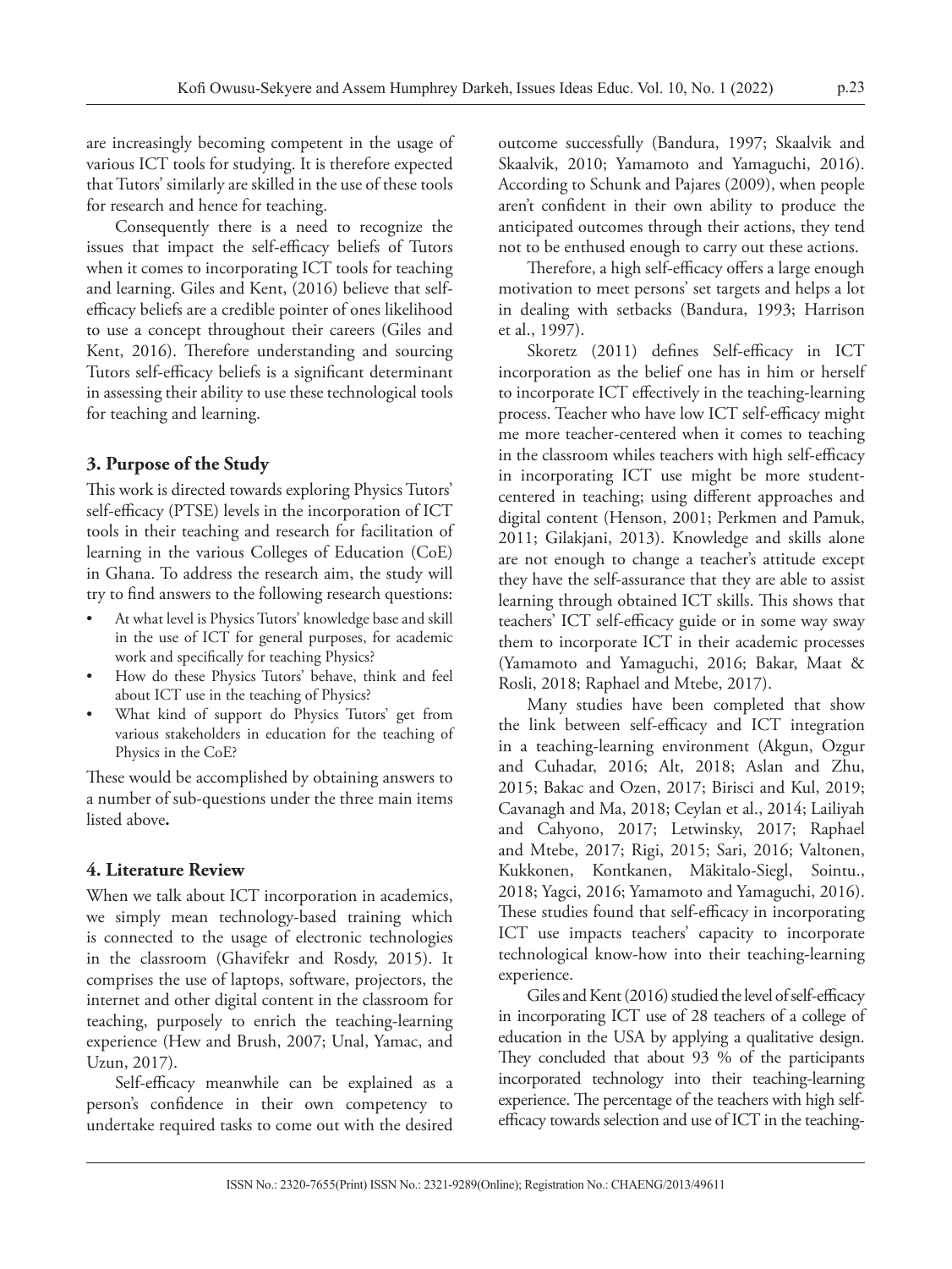are increasingly becoming competent in the usage of various ICT tools for studying. It is therefore expected that Tutors' similarly are skilled in the use of these tools for research and hence for teaching.

Consequently there is a need to recognize the issues that impact the self-efficacy beliefs of Tutors when it comes to incorporating ICT tools for teaching and learning. Giles and Kent, (2016) believe that self-efficacy beliefs are a credible pointer of ones likelihood to use a concept throughout their careers (Giles and Kent, 2016). Therefore understanding and sourcing Tutors self-efficacy beliefs is a significant determinant in assessing their ability to use these technological tools for teaching and learning.

## 3. Purpose of the Study

This work is directed towards exploring Physics Tutors' self-efficacy (PTSE) levels in the incorporation of ICT tools in their teaching and research for facilitation of learning in the various Colleges of Education (CoE) in Ghana. To address the research aim, the study will try to find answers to the following research questions:

- At what level is Physics Tutors' knowledge base and skill in the use of ICT for general purposes, for academic work and specifically for teaching Physics?
- How do these Physics Tutors' behave, think and feel about ICT use in the teaching of Physics?
- What kind of support do Physics Tutors' get from various stakeholders in education for the teaching of Physics in the CoE?

These would be accomplished by obtaining answers to a number of sub-questions under the three main items listed above**.**

## 4. Literature Review

When we talk about ICT incorporation in academics, we simply mean technology-based training which is connected to the usage of electronic technologies in the classroom (Ghavifekr and Rosdy, 2015). It comprises the use of laptops, software, projectors, the internet and other digital content in the classroom for teaching, purposely to enrich the teaching-learning experience (Hew and Brush, 2007; Unal, Yamac, and Uzun, 2017).

Self-efficacy meanwhile can be explained as a person's confidence in their own competency to undertake required tasks to come out with the desired outcome successfully (Bandura, 1997; Skaalvik and Skaalvik, 2010; Yamamoto and Yamaguchi, 2016). According to Schunk and Pajares (2009), when people aren't confident in their own ability to produce the anticipated outcomes through their actions, they tend not to be enthused enough to carry out these actions.

Therefore, a high self-efficacy offers a large enough motivation to meet persons' set targets and helps a lot in dealing with setbacks (Bandura, 1993; Harrison et al., 1997).

Skoretz (2011) defines Self-efficacy in ICT incorporation as the belief one has in him or herself to incorporate ICT effectively in the teaching-learning process. Teacher who have low ICT self-efficacy might me more teacher-centered when it comes to teaching in the classroom whiles teachers with high self-efficacy in incorporating ICT use might be more student-centered in teaching; using different approaches and digital content (Henson, 2001; Perkmen and Pamuk, 2011; Gilakjani, 2013). Knowledge and skills alone are not enough to change a teacher's attitude except they have the self-assurance that they are able to assist learning through obtained ICT skills. This shows that teachers' ICT self-efficacy guide or in some way sway them to incorporate ICT in their academic processes (Yamamoto and Yamaguchi, 2016; Bakar, Maat & Rosli, 2018; Raphael and Mtebe, 2017).

Many studies have been completed that show the link between self-efficacy and ICT integration in a teaching-learning environment (Akgun, Ozgur and Cuhadar, 2016; Alt, 2018; Aslan and Zhu, 2015; Bakac and Ozen, 2017; Birisci and Kul, 2019; Cavanagh and Ma, 2018; Ceylan et al., 2014; Lailiyah and Cahyono, 2017; Letwinsky, 2017; Raphael and Mtebe, 2017; Rigi, 2015; Sari, 2016; Valtonen, Kukkonen, Kontkanen, Mäkitalo-Siegl, Sointu., 2018; Yagci, 2016; Yamamoto and Yamaguchi, 2016). These studies found that self-efficacy in incorporating ICT use impacts teachers' capacity to incorporate technological know-how into their teaching-learning experience.

Giles and Kent (2016) studied the level of self-efficacy in incorporating ICT use of 28 teachers of a college of education in the USA by applying a qualitative design. They concluded that about 93 % of the participants incorporated technology into their teaching-learning experience. The percentage of the teachers with high self-efficacy towards selection and use of ICT in the teaching-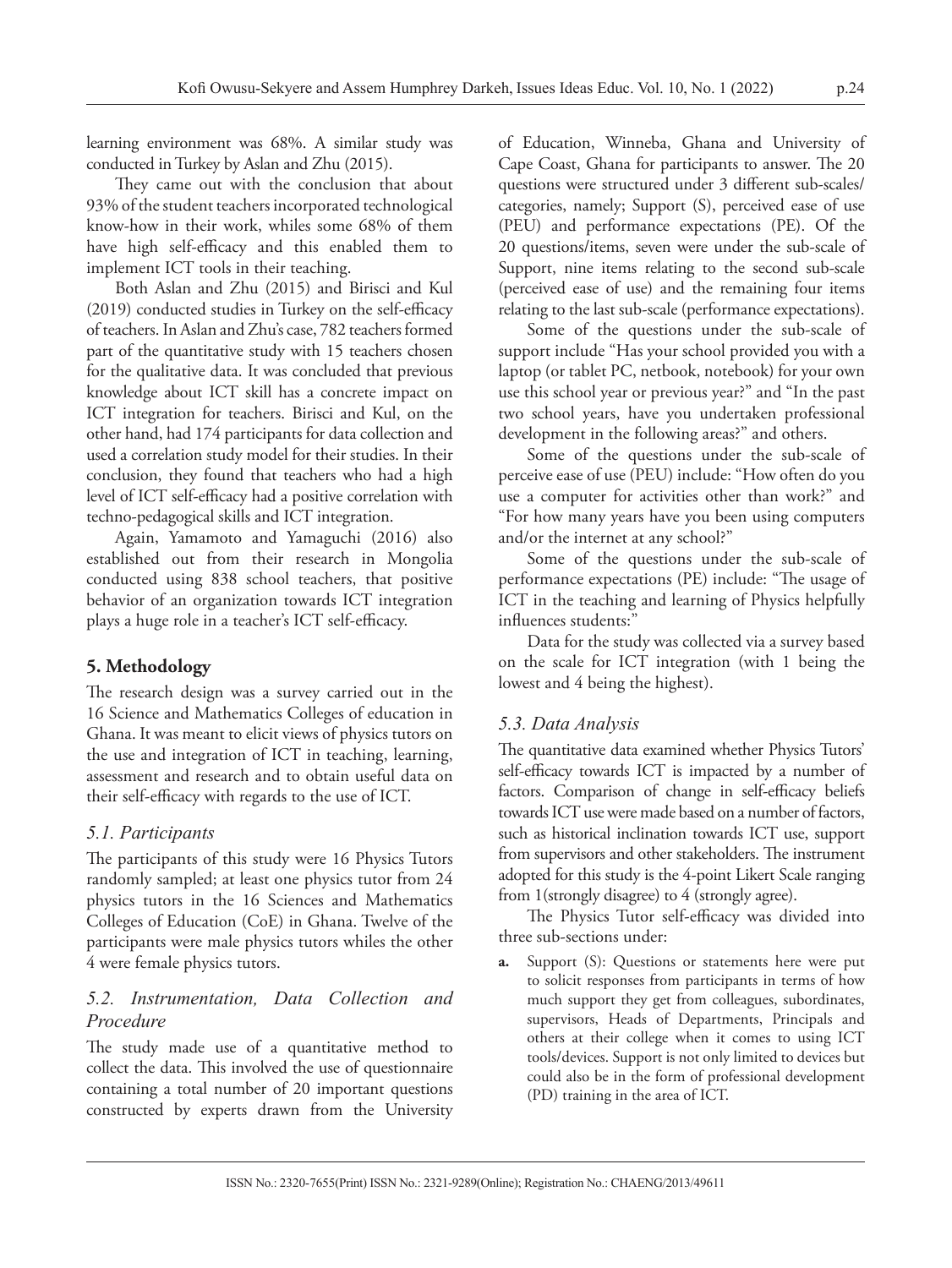learning environment was 68%. A similar study was conducted in Turkey by Aslan and Zhu (2015).

They came out with the conclusion that about 93% of the student teachers incorporated technological know-how in their work, whiles some 68% of them have high self-efficacy and this enabled them to implement ICT tools in their teaching.

Both Aslan and Zhu (2015) and Birisci and Kul (2019) conducted studies in Turkey on the self-efficacy of teachers. In Aslan and Zhu's case, 782 teachers formed part of the quantitative study with 15 teachers chosen for the qualitative data. It was concluded that previous knowledge about ICT skill has a concrete impact on ICT integration for teachers. Birisci and Kul, on the other hand, had 174 participants for data collection and used a correlation study model for their studies. In their conclusion, they found that teachers who had a high level of ICT self-efficacy had a positive correlation with techno-pedagogical skills and ICT integration.

Again, Yamamoto and Yamaguchi (2016) also established out from their research in Mongolia conducted using 838 school teachers, that positive behavior of an organization towards ICT integration plays a huge role in a teacher's ICT self-efficacy.

## 5. Methodology

The research design was a survey carried out in the 16 Science and Mathematics Colleges of education in Ghana. It was meant to elicit views of physics tutors on the use and integration of ICT in teaching, learning, assessment and research and to obtain useful data on their self-efficacy with regards to the use of ICT.

### *5.1. Participants*

The participants of this study were 16 Physics Tutors randomly sampled; at least one physics tutor from 24 physics tutors in the 16 Sciences and Mathematics Colleges of Education (CoE) in Ghana. Twelve of the participants were male physics tutors whiles the other 4 were female physics tutors.

### *5.2. Instrumentation, Data Collection and Procedure*

The study made use of a quantitative method to collect the data. This involved the use of questionnaire containing a total number of 20 important questions constructed by experts drawn from the University of Education, Winneba, Ghana and University of Cape Coast, Ghana for participants to answer. The 20 questions were structured under 3 different sub-scales/categories, namely; Support (S), perceived ease of use (PEU) and performance expectations (PE). Of the 20 questions/items, seven were under the sub-scale of Support, nine items relating to the second sub-scale (perceived ease of use) and the remaining four items relating to the last sub-scale (performance expectations).

Some of the questions under the sub-scale of support include "Has your school provided you with a laptop (or tablet PC, netbook, notebook) for your own use this school year or previous year?" and "In the past two school years, have you undertaken professional development in the following areas?" and others.

Some of the questions under the sub-scale of perceive ease of use (PEU) include: "How often do you use a computer for activities other than work?" and "For how many years have you been using computers and/or the internet at any school?"

Some of the questions under the sub-scale of performance expectations (PE) include: "The usage of ICT in the teaching and learning of Physics helpfully influences students:"

Data for the study was collected via a survey based on the scale for ICT integration (with 1 being the lowest and 4 being the highest).

### *5.3. Data Analysis*

The quantitative data examined whether Physics Tutors' self-efficacy towards ICT is impacted by a number of factors. Comparison of change in self-efficacy beliefs towards ICT use were made based on a number of factors, such as historical inclination towards ICT use, support from supervisors and other stakeholders. The instrument adopted for this study is the 4-point Likert Scale ranging from 1(strongly disagree) to 4 (strongly agree).

The Physics Tutor self-efficacy was divided into three sub-sections under:

**a.** Support (S): Questions or statements here were put to solicit responses from participants in terms of how much support they get from colleagues, subordinates, supervisors, Heads of Departments, Principals and others at their college when it comes to using ICT tools/devices. Support is not only limited to devices but could also be in the form of professional development (PD) training in the area of ICT.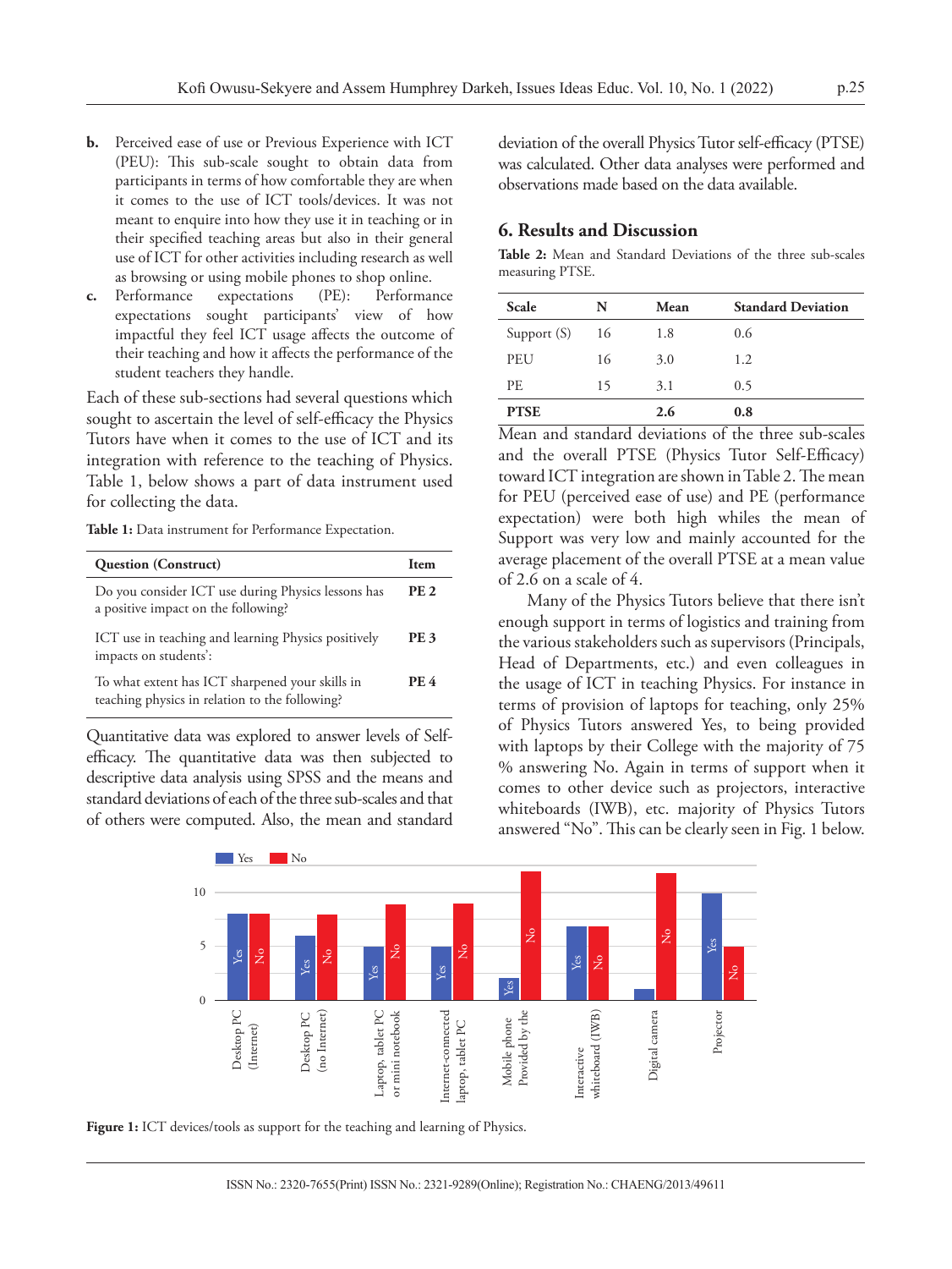b. Perceived ease of use or Previous Experience with ICT (PEU): This sub-scale sought to obtain data from participants in terms of how comfortable they are when it comes to the use of ICT tools/devices. It was not meant to enquire into how they use it in teaching or in their specified teaching areas but also in their general use of ICT for other activities including research as well as browsing or using mobile phones to shop online.
c. Performance expectations (PE): Performance expectations sought participants' view of how impactful they feel ICT usage affects the outcome of their teaching and how it affects the performance of the student teachers they handle.

Each of these sub-sections had several questions which sought to ascertain the level of self-efficacy the Physics Tutors have when it comes to the use of ICT and its integration with reference to the teaching of Physics. Table 1, below shows a part of data instrument used for collecting the data.

**Table 1:** Data instrument for Performance Expectation.

| Question (Construct) | Item |
|---|---|
| Do you consider ICT use during Physics lessons has a positive impact on the following? | PE 2 |
| ICT use in teaching and learning Physics positively impacts on students': | PE 3 |
| To what extent has ICT sharpened your skills in teaching physics in relation to the following? | PE 4 |

Quantitative data was explored to answer levels of Self-efficacy. The quantitative data was then subjected to descriptive data analysis using SPSS and the means and standard deviations of each of the three sub-scales and that of others were computed. Also, the mean and standard deviation of the overall Physics Tutor self-efficacy (PTSE) was calculated. Other data analyses were performed and observations made based on the data available.

## 6. Results and Discussion

**Table 2:** Mean and Standard Deviations of the three sub-scales measuring PTSE.

| Scale | N | Mean | Standard Deviation |
|---|---|---|---|
| Support (S) | 16 | 1.8 | 0.6 |
| PEU | 16 | 3.0 | 1.2 |
| PE | 15 | 3.1 | 0.5 |
| **PTSE** | | **2.6** | **0.8** |

Mean and standard deviations of the three sub-scales and the overall PTSE (Physics Tutor Self-Efficacy) toward ICT integration are shown in Table 2. The mean for PEU (perceived ease of use) and PE (performance expectation) were both high whiles the mean of Support was very low and mainly accounted for the average placement of the overall PTSE at a mean value of 2.6 on a scale of 4.

Many of the Physics Tutors believe that there isn't enough support in terms of logistics and training from the various stakeholders such as supervisors (Principals, Head of Departments, etc.) and even colleagues in the usage of ICT in teaching Physics. For instance in terms of provision of laptops for teaching, only 25% of Physics Tutors answered Yes, to being provided with laptops by their College with the majority of 75 % answering No. Again in terms of support when it comes to other device such as projectors, interactive whiteboards (IWB), etc. majority of Physics Tutors answered "No". This can be clearly seen in Fig. 1 below.

**Figure 1:** ICT devices/tools as support for the teaching and learning of Physics.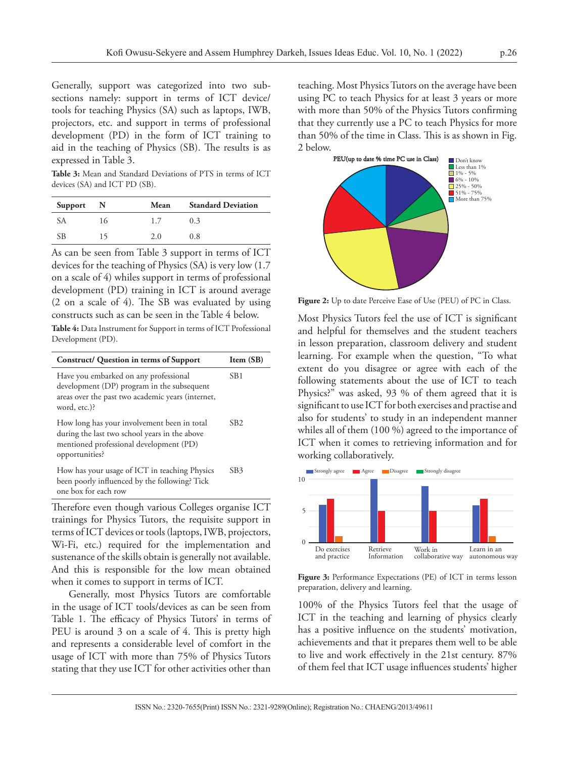Generally, support was categorized into two sub-sections namely: support in terms of ICT device/ tools for teaching Physics (SA) such as laptops, IWB, projectors, etc. and support in terms of professional development (PD) in the form of ICT training to aid in the teaching of Physics (SB). The results is as expressed in Table 3.

**Table 3:** Mean and Standard Deviations of PTS in terms of ICT devices (SA) and ICT PD (SB).

| Support | N | Mean | Standard Deviation |
|---|---|---|---|
| SA | 16 | 1.7 | 0.3 |
| SB | 15 | 2.0 | 0.8 |

As can be seen from Table 3 support in terms of ICT devices for the teaching of Physics (SA) is very low (1.7 on a scale of 4) whiles support in terms of professional development (PD) training in ICT is around average (2 on a scale of 4). The SB was evaluated by using constructs such as can be seen in the Table 4 below.

**Table 4:** Data Instrument for Support in terms of ICT Professional Development (PD).

| Construct/ Question in terms of Support | Item (SB) |
|---|---|
| Have you embarked on any professional development (DP) program in the subsequent areas over the past two academic years (internet, word, etc.)? | SB1 |
| How long has your involvement been in total during the last two school years in the above mentioned professional development (PD) opportunities? | SB2 |
| How has your usage of ICT in teaching Physics been poorly influenced by the following? Tick one box for each row | SB3 |

Therefore even though various Colleges organise ICT trainings for Physics Tutors, the requisite support in terms of ICT devices or tools (laptops, IWB, projectors, Wi-Fi, etc.) required for the implementation and sustenance of the skills obtain is generally not available. And this is responsible for the low mean obtained when it comes to support in terms of ICT.

Generally, most Physics Tutors are comfortable in the usage of ICT tools/devices as can be seen from Table 1. The efficacy of Physics Tutors' in terms of PEU is around 3 on a scale of 4. This is pretty high and represents a considerable level of comfort in the usage of ICT with more than 75% of Physics Tutors stating that they use ICT for other activities other than teaching. Most Physics Tutors on the average have been using PC to teach Physics for at least 3 years or more with more than 50% of the Physics Tutors confirming that they currently use a PC to teach Physics for more than 50% of the time in Class. This is as shown in Fig. 2 below.

**Figure 2:** Up to date Perceive Ease of Use (PEU) of PC in Class.

Most Physics Tutors feel the use of ICT is significant and helpful for themselves and the student teachers in lesson preparation, classroom delivery and student learning. For example when the question, "To what extent do you disagree or agree with each of the following statements about the use of ICT to teach Physics?" was asked, 93 % of them agreed that it is significant to use ICT for both exercises and practise and also for students' to study in an independent manner whiles all of them (100 %) agreed to the importance of ICT when it comes to retrieving information and for working collaboratively.

**Figure 3:** Performance Expectations (PE) of ICT in terms lesson preparation, delivery and learning.

100% of the Physics Tutors feel that the usage of ICT in the teaching and learning of physics clearly has a positive influence on the students' motivation, achievements and that it prepares them well to be able to live and work effectively in the 21st century. 87% of them feel that ICT usage influences students' higher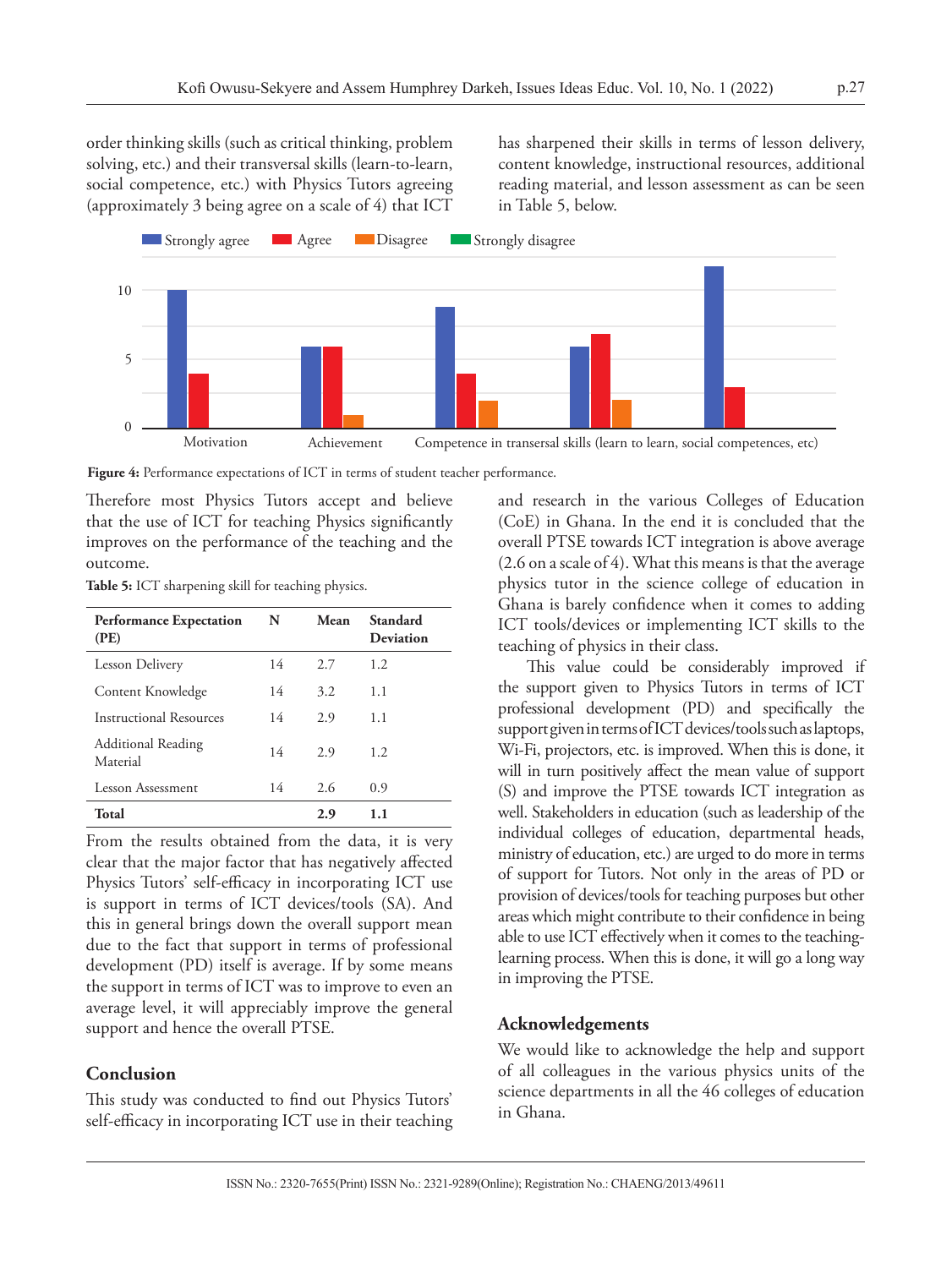order thinking skills (such as critical thinking, problem solving, etc.) and their transversal skills (learn-to-learn, social competence, etc.) with Physics Tutors agreeing (approximately 3 being agree on a scale of 4) that ICT has sharpened their skills in terms of lesson delivery, content knowledge, instructional resources, additional reading material, and lesson assessment as can be seen in Table 5, below.

**Figure 4:** Performance expectations of ICT in terms of student teacher performance.

Therefore most Physics Tutors accept and believe that the use of ICT for teaching Physics significantly improves on the performance of the teaching and the outcome.

**Table 5:** ICT sharpening skill for teaching physics.

| Performance Expectation (PE) | N | Mean | Standard Deviation |
|---|---|---|---|
| Lesson Delivery | 14 | 2.7 | 1.2 |
| Content Knowledge | 14 | 3.2 | 1.1 |
| Instructional Resources | 14 | 2.9 | 1.1 |
| Additional Reading Material | 14 | 2.9 | 1.2 |
| Lesson Assessment | 14 | 2.6 | 0.9 |
| **Total** | | **2.9** | **1.1** |

From the results obtained from the data, it is very clear that the major factor that has negatively affected Physics Tutors' self-efficacy in incorporating ICT use is support in terms of ICT devices/tools (SA). And this in general brings down the overall support mean due to the fact that support in terms of professional development (PD) itself is average. If by some means the support in terms of ICT was to improve to even an average level, it will appreciably improve the general support and hence the overall PTSE.

## Conclusion

This study was conducted to find out Physics Tutors' self-efficacy in incorporating ICT use in their teaching and research in the various Colleges of Education (CoE) in Ghana. In the end it is concluded that the overall PTSE towards ICT integration is above average (2.6 on a scale of 4). What this means is that the average physics tutor in the science college of education in Ghana is barely confidence when it comes to adding ICT tools/devices or implementing ICT skills to the teaching of physics in their class.

This value could be considerably improved if the support given to Physics Tutors in terms of ICT professional development (PD) and specifically the support given in terms of ICT devices/tools such as laptops, Wi-Fi, projectors, etc. is improved. When this is done, it will in turn positively affect the mean value of support (S) and improve the PTSE towards ICT integration as well. Stakeholders in education (such as leadership of the individual colleges of education, departmental heads, ministry of education, etc.) are urged to do more in terms of support for Tutors. Not only in the areas of PD or provision of devices/tools for teaching purposes but other areas which might contribute to their confidence in being able to use ICT effectively when it comes to the teaching-learning process. When this is done, it will go a long way in improving the PTSE.

## Acknowledgements

We would like to acknowledge the help and support of all colleagues in the various physics units of the science departments in all the 46 colleges of education in Ghana.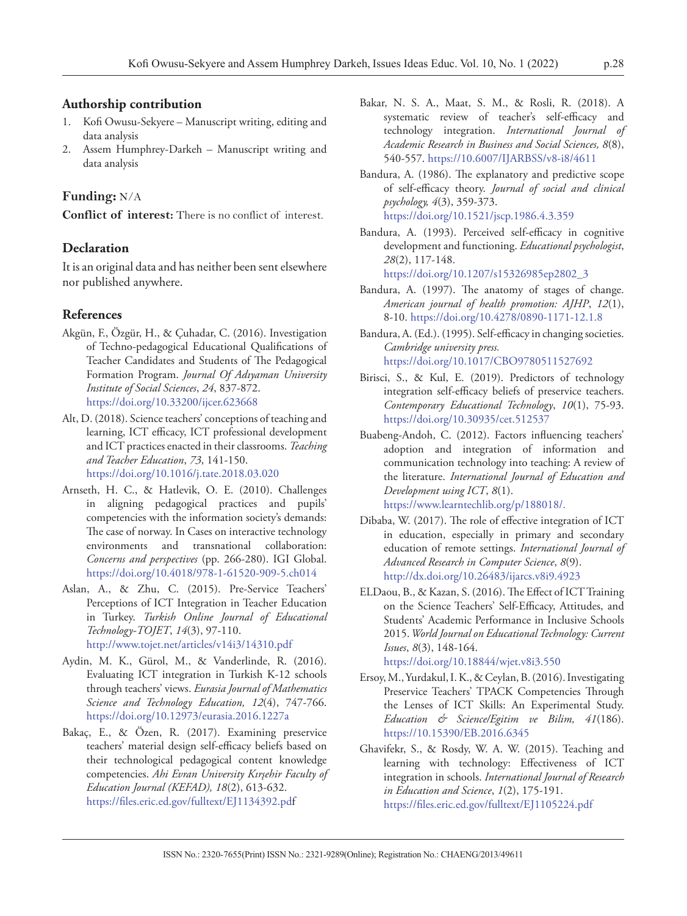## Authorship contribution

1. Kofi Owusu-Sekyere – Manuscript writing, editing and data analysis
2. Assem Humphrey-Darkeh – Manuscript writing and data analysis

## Funding: N/A

**Conflict of interest:** There is no conflict of interest.

## Declaration

It is an original data and has neither been sent elsewhere nor published anywhere.

## References

Akgün, F., Özgür, H., & Çuhadar, C. (2016). Investigation of Techno-pedagogical Educational Qualifications of Teacher Candidates and Students of The Pedagogical Formation Program. *Journal Of Adıyaman University Institute of Social Sciences*, *24*, 837-872. https://doi.org/10.33200/ijcer.623668

Alt, D. (2018). Science teachers' conceptions of teaching and learning, ICT efficacy, ICT professional development and ICT practices enacted in their classrooms. *Teaching and Teacher Education*, *73*, 141-150. https://doi.org/10.1016/j.tate.2018.03.020

Arnseth, H. C., & Hatlevik, O. E. (2010). Challenges in aligning pedagogical practices and pupils' competencies with the information society's demands: The case of norway. In Cases on interactive technology environments and transnational collaboration: *Concerns and perspectives* (pp. 266-280). IGI Global. https://doi.org/10.4018/978-1-61520-909-5.ch014

Aslan, A., & Zhu, C. (2015). Pre-Service Teachers' Perceptions of ICT Integration in Teacher Education in Turkey. *Turkish Online Journal of Educational Technology-TOJET*, *14*(3), 97-110. http://www.tojet.net/articles/v14i3/14310.pdf

Aydin, M. K., Gürol, M., & Vanderlinde, R. (2016). Evaluating ICT integration in Turkish K-12 schools through teachers' views. *Eurasia Journal of Mathematics Science and Technology Education, 12*(4), 747-766. https://doi.org/10.12973/eurasia.2016.1227a

Bakaç, E., & Özen, R. (2017). Examining preservice teachers' material design self-efficacy beliefs based on their technological pedagogical content knowledge competencies. *Ahi Evran University Kırşehir Faculty of Education Journal (KEFAD), 18*(2), 613-632. https://files.eric.ed.gov/fulltext/EJ1134392.pdf

Bakar, N. S. A., Maat, S. M., & Rosli, R. (2018). A systematic review of teacher's self-efficacy and technology integration. *International Journal of Academic Research in Business and Social Sciences, 8*(8), 540-557. https://10.6007/IJARBSS/v8-i8/4611

Bandura, A. (1986). The explanatory and predictive scope of self-efficacy theory. *Journal of social and clinical psychology, 4*(3), 359-373. https://doi.org/10.1521/jscp.1986.4.3.359

Bandura, A. (1993). Perceived self-efficacy in cognitive development and functioning. *Educational psychologist*, *28*(2), 117-148. https://doi.org/10.1207/s15326985ep2802_3

Bandura, A. (1997). The anatomy of stages of change. *American journal of health promotion: AJHP*, *12*(1), 8-10. https://doi.org/10.4278/0890-1171-12.1.8

Bandura, A. (Ed.). (1995). Self-efficacy in changing societies. *Cambridge university press.* https://doi.org/10.1017/CBO9780511527692

Birisci, S., & Kul, E. (2019). Predictors of technology integration self-efficacy beliefs of preservice teachers. *Contemporary Educational Technology*, *10*(1), 75-93. https://doi.org/10.30935/cet.512537

Buabeng-Andoh, C. (2012). Factors influencing teachers' adoption and integration of information and communication technology into teaching: A review of the literature. *International Journal of Education and Development using ICT*, *8*(1). https://www.learntechlib.org/p/188018/.

Dibaba, W. (2017). The role of effective integration of ICT in education, especially in primary and secondary education of remote settings. *International Journal of Advanced Research in Computer Science*, *8*(9). http://dx.doi.org/10.26483/ijarcs.v8i9.4923

ELDaou, B., & Kazan, S. (2016). The Effect of ICT Training on the Science Teachers' Self-Efficacy, Attitudes, and Students' Academic Performance in Inclusive Schools 2015. *World Journal on Educational Technology: Current Issues*, *8*(3), 148-164. https://doi.org/10.18844/wjet.v8i3.550

Ersoy, M., Yurdakul, I. K., & Ceylan, B. (2016). Investigating Preservice Teachers' TPACK Competencies Through the Lenses of ICT Skills: An Experimental Study. *Education & Science/Egitim ve Bilim, 41*(186). https://10.15390/EB.2016.6345

Ghavifekr, S., & Rosdy, W. A. W. (2015). Teaching and learning with technology: Effectiveness of ICT integration in schools. *International Journal of Research in Education and Science*, *1*(2), 175-191. https://files.eric.ed.gov/fulltext/EJ1105224.pdf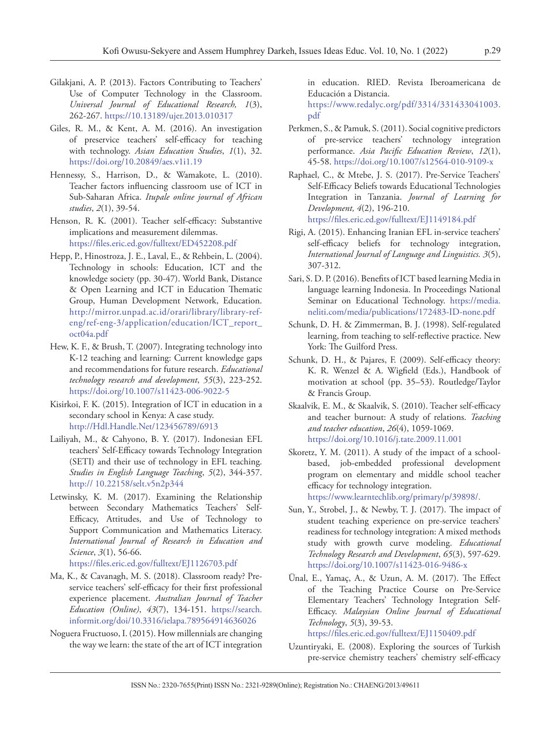Gilakjani, A. P. (2013). Factors Contributing to Teachers' Use of Computer Technology in the Classroom. *Universal Journal of Educational Research, 1*(3), 262-267. https://10.13189/ujer.2013.010317

Giles, R. M., & Kent, A. M. (2016). An investigation of preservice teachers' self-efficacy for teaching with technology. *Asian Education Studies*, *1*(1), 32. https://doi.org/10.20849/aes.v1i1.19

Hennessy, S., Harrison, D., & Wamakote, L. (2010). Teacher factors influencing classroom use of ICT in Sub-Saharan Africa. *Itupale online journal of African studies*, *2*(1), 39-54.

Henson, R. K. (2001). Teacher self-efficacy: Substantive implications and measurement dilemmas. https://files.eric.ed.gov/fulltext/ED452208.pdf

Hepp, P., Hinostroza, J. E., Laval, E., & Rehbein, L. (2004). Technology in schools: Education, ICT and the knowledge society (pp. 30-47). World Bank, Distance & Open Learning and ICT in Education Thematic Group, Human Development Network, Education. http://mirror.unpad.ac.id/orari/library/library-ref-eng/ref-eng-3/application/education/ICT_report_oct04a.pdf

Hew, K. F., & Brush, T. (2007). Integrating technology into K-12 teaching and learning: Current knowledge gaps and recommendations for future research. *Educational technology research and development*, *55*(3), 223-252. https://doi.org/10.1007/s11423-006-9022-5

Kisirkoi, F. K. (2015). Integration of ICT in education in a secondary school in Kenya: A case study. http://Hdl.Handle.Net/123456789/6913

Lailiyah, M., & Cahyono, B. Y. (2017). Indonesian EFL teachers' Self-Efficacy towards Technology Integration (SETI) and their use of technology in EFL teaching. *Studies in English Language Teaching*, *5*(2), 344-357. http:// 10.22158/selt.v5n2p344

Letwinsky, K. M. (2017). Examining the Relationship between Secondary Mathematics Teachers' Self-Efficacy, Attitudes, and Use of Technology to Support Communication and Mathematics Literacy. *International Journal of Research in Education and Science*, *3*(1), 56-66. https://files.eric.ed.gov/fulltext/EJ1126703.pdf

Ma, K., & Cavanagh, M. S. (2018). Classroom ready? Pre-service teachers' self-efficacy for their first professional experience placement. *Australian Journal of Teacher Education (Online)*, *43*(7), 134-151. https://search.informit.org/doi/10.3316/ielapa.789564914636026

Noguera Fructuoso, I. (2015). How millennials are changing the way we learn: the state of the art of ICT integration in education. RIED. Revista Iberoamericana de Educación a Distancia. https://www.redalyc.org/pdf/3314/331433041003.pdf

Perkmen, S., & Pamuk, S. (2011). Social cognitive predictors of pre-service teachers' technology integration performance. *Asia Pacific Education Review*, *12*(1), 45-58. https://doi.org/10.1007/s12564-010-9109-x

Raphael, C., & Mtebe, J. S. (2017). Pre-Service Teachers' Self-Efficacy Beliefs towards Educational Technologies Integration in Tanzania. *Journal of Learning for Development, 4*(2), 196-210. https://files.eric.ed.gov/fulltext/EJ1149184.pdf

Rigi, A. (2015). Enhancing Iranian EFL in-service teachers' self-efficacy beliefs for technology integration, *International Journal of Language and Linguistics. 3*(5), 307-312.

Sari, S. D. P. (2016). Benefits of ICT based learning Media in language learning Indonesia. In Proceedings National Seminar on Educational Technology. https://media.neliti.com/media/publications/172483-ID-none.pdf

Schunk, D. H. & Zimmerman, B. J. (1998). Self-regulated learning, from teaching to self-reflective practice. New York: The Guilford Press.

Schunk, D. H., & Pajares, F. (2009). Self-efficacy theory: K. R. Wenzel & A. Wigfield (Eds.), Handbook of motivation at school (pp. 35–53). Routledge/Taylor & Francis Group.

Skaalvik, E. M., & Skaalvik, S. (2010). Teacher self-efficacy and teacher burnout: A study of relations. *Teaching and teacher education*, *26*(4), 1059-1069. https://doi.org/10.1016/j.tate.2009.11.001

Skoretz, Y. M. (2011). A study of the impact of a school-based, job-embedded professional development program on elementary and middle school teacher efficacy for technology integration. https://www.learntechlib.org/primary/p/39898/.

Sun, Y., Strobel, J., & Newby, T. J. (2017). The impact of student teaching experience on pre-service teachers' readiness for technology integration: A mixed methods study with growth curve modeling. *Educational Technology Research and Development*, *65*(3), 597-629. https://doi.org/10.1007/s11423-016-9486-x

Ünal, E., Yamaç, A., & Uzun, A. M. (2017). The Effect of the Teaching Practice Course on Pre-Service Elementary Teachers' Technology Integration Self-Efficacy. *Malaysian Online Journal of Educational Technology*, *5*(3), 39-53. https://files.eric.ed.gov/fulltext/EJ1150409.pdf

Uzuntiryaki, E. (2008). Exploring the sources of Turkish pre-service chemistry teachers' chemistry self-efficacy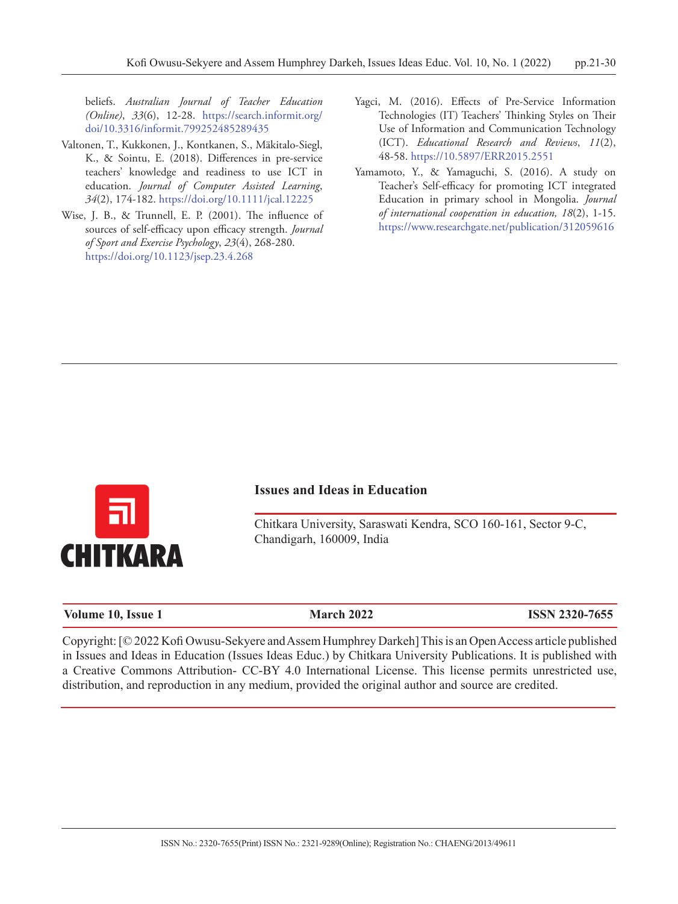beliefs. *Australian Journal of Teacher Education (Online)*, *33*(6), 12-28. https://search.informit.org/doi/10.3316/informit.799252485289435

Valtonen, T., Kukkonen, J., Kontkanen, S., Mäkitalo-Siegl, K., & Sointu, E. (2018). Differences in pre-service teachers' knowledge and readiness to use ICT in education. *Journal of Computer Assisted Learning*, *34*(2), 174-182. https://doi.org/10.1111/jcal.12225

Wise, J. B., & Trunnell, E. P. (2001). The influence of sources of self-efficacy upon efficacy strength. *Journal of Sport and Exercise Psychology*, *23*(4), 268-280. https://doi.org/10.1123/jsep.23.4.268

Yagci, M. (2016). Effects of Pre-Service Information Technologies (IT) Teachers' Thinking Styles on Their Use of Information and Communication Technology (ICT). *Educational Research and Reviews*, *11*(2), 48-58. https://10.5897/ERR2015.2551

Yamamoto, Y., & Yamaguchi, S. (2016). A study on Teacher's Self-efficacy for promoting ICT integrated Education in primary school in Mongolia. *Journal of international cooperation in education, 18*(2), 1-15. https://www.researchgate.net/publication/312059616

CHITKARA

**Issues and Ideas in Education**

Chitkara University, Saraswati Kendra, SCO 160-161, Sector 9-C, Chandigarh, 160009, India

| **Volume 10, Issue 1** | **March 2022** | **ISSN 2320-7655** |
|---|---|---|

Copyright: [© 2022 Kofi Owusu-Sekyere and Assem Humphrey Darkeh] This is an Open Access article published in Issues and Ideas in Education (Issues Ideas Educ.) by Chitkara University Publications. It is published with a Creative Commons Attribution- CC-BY 4.0 International License. This license permits unrestricted use, distribution, and reproduction in any medium, provided the original author and source are credited.